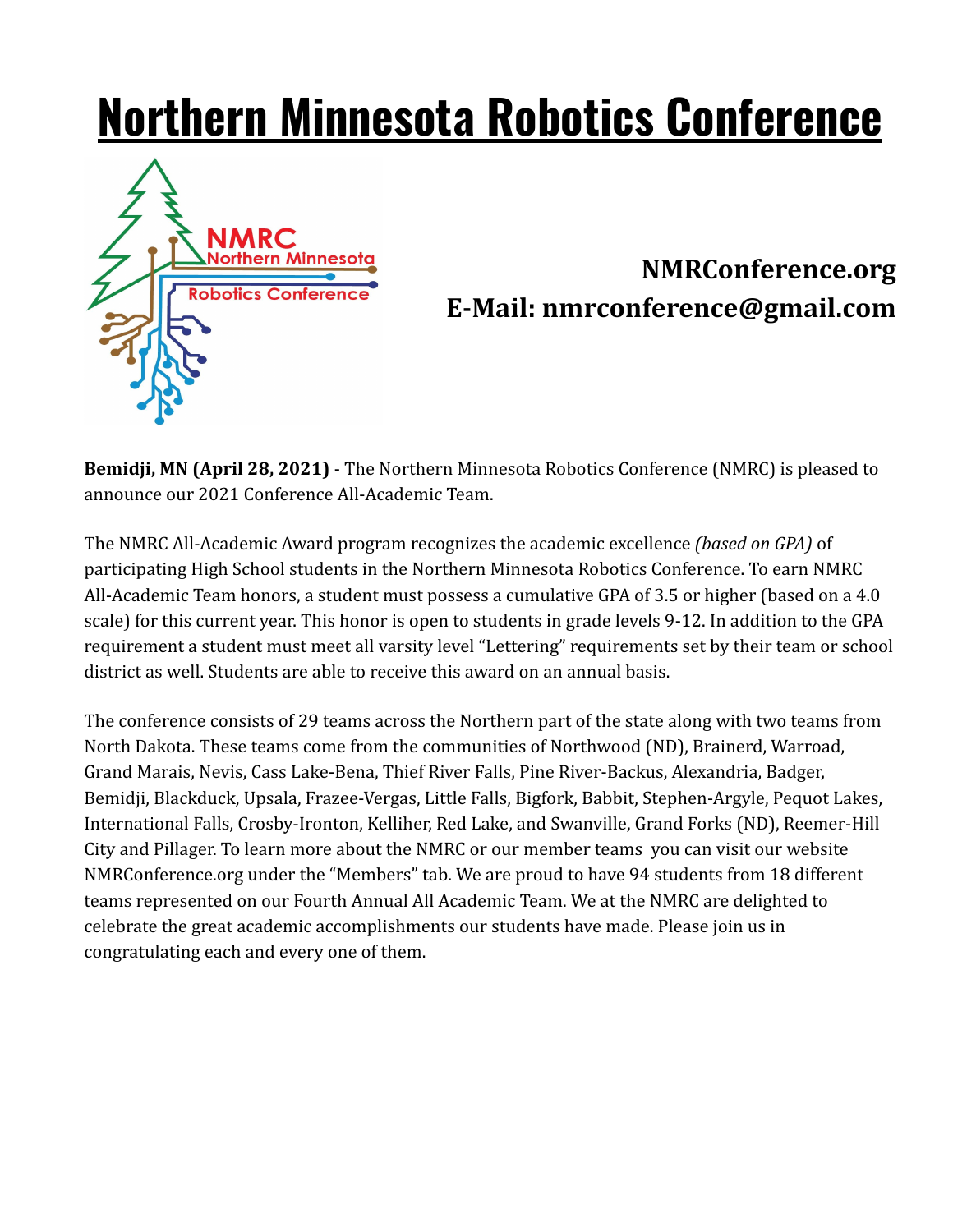# Northern Minnesota Robotics Conference

**NMRConference.org**
**E-Mail: nmrconference@gmail.com**

**Bemidji, MN (April 28, 2021)** - The Northern Minnesota Robotics Conference (NMRC) is pleased to announce our 2021 Conference All-Academic Team.

The NMRC All-Academic Award program recognizes the academic excellence *(based on GPA)* of participating High School students in the Northern Minnesota Robotics Conference. To earn NMRC All-Academic Team honors, a student must possess a cumulative GPA of 3.5 or higher (based on a 4.0 scale) for this current year. This honor is open to students in grade levels 9-12. In addition to the GPA requirement a student must meet all varsity level "Lettering" requirements set by their team or school district as well. Students are able to receive this award on an annual basis.

The conference consists of 29 teams across the Northern part of the state along with two teams from North Dakota. These teams come from the communities of Northwood (ND), Brainerd, Warroad, Grand Marais, Nevis, Cass Lake-Bena, Thief River Falls, Pine River-Backus, Alexandria, Badger, Bemidji, Blackduck, Upsala, Frazee-Vergas, Little Falls, Bigfork, Babbit, Stephen-Argyle, Pequot Lakes, International Falls, Crosby-Ironton, Kelliher, Red Lake, and Swanville, Grand Forks (ND), Reemer-Hill City and Pillager. To learn more about the NMRC or our member teams you can visit our website NMRConference.org under the "Members" tab. We are proud to have 94 students from 18 different teams represented on our Fourth Annual All Academic Team. We at the NMRC are delighted to celebrate the great academic accomplishments our students have made. Please join us in congratulating each and every one of them.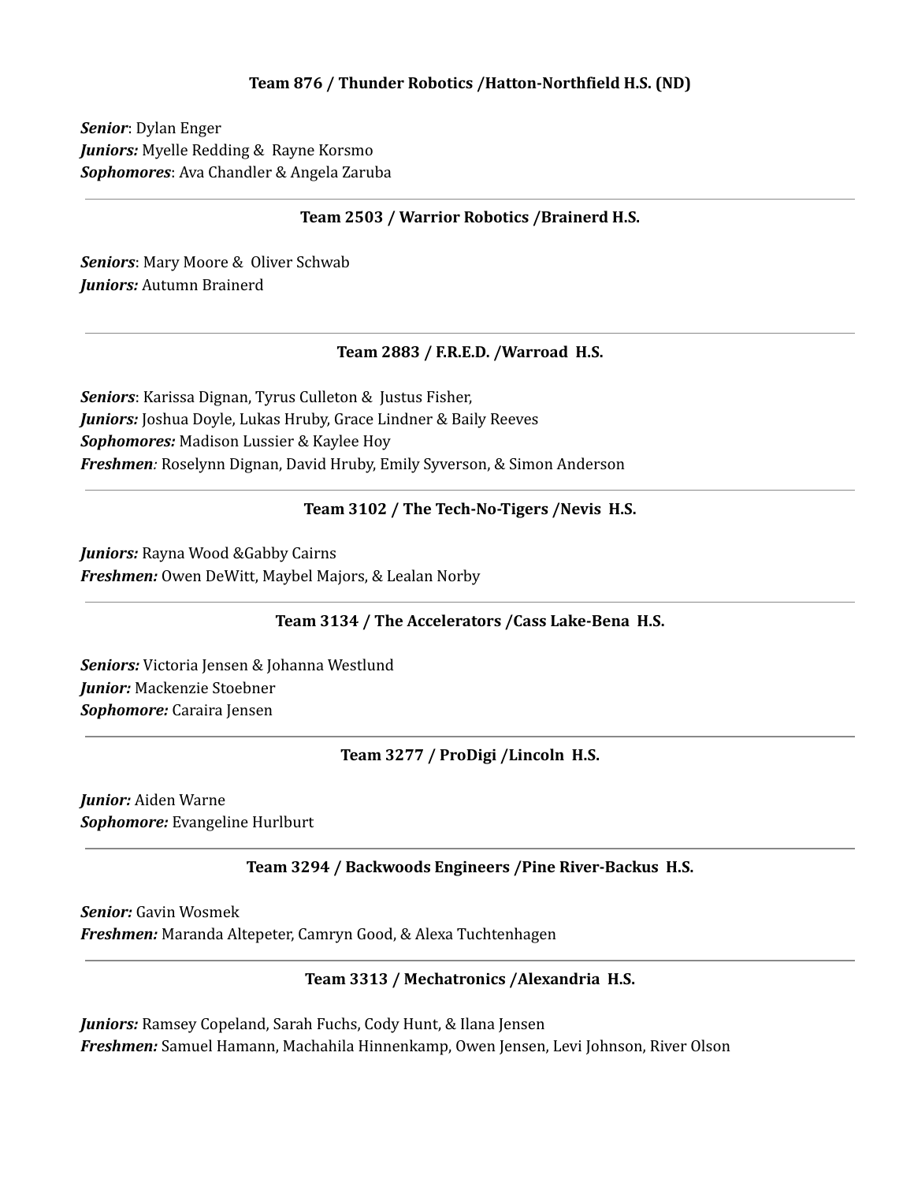**Team 876 / Thunder Robotics /Hatton-Northfield H.S. (ND)**

***Senior***: Dylan Enger
***Juniors:*** Myelle Redding & Rayne Korsmo
***Sophomores***: Ava Chandler & Angela Zaruba

---

**Team 2503 / Warrior Robotics /Brainerd H.S.**

***Seniors***: Mary Moore & Oliver Schwab
***Juniors:*** Autumn Brainerd

---

**Team 2883 / F.R.E.D. /Warroad H.S.**

***Seniors***: Karissa Dignan, Tyrus Culleton & Justus Fisher,
***Juniors:*** Joshua Doyle, Lukas Hruby, Grace Lindner & Baily Reeves
***Sophomores:*** Madison Lussier & Kaylee Hoy
***Freshmen**:* Roselynn Dignan, David Hruby, Emily Syverson, & Simon Anderson

---

**Team 3102 / The Tech-No-Tigers /Nevis H.S.**

***Juniors:*** Rayna Wood &Gabby Cairns
***Freshmen:*** Owen DeWitt, Maybel Majors, & Lealan Norby

---

**Team 3134 / The Accelerators /Cass Lake-Bena H.S.**

***Seniors:*** Victoria Jensen & Johanna Westlund
***Junior:*** Mackenzie Stoebner
***Sophomore:*** Caraira Jensen

---

**Team 3277 / ProDigi /Lincoln H.S.**

***Junior:*** Aiden Warne
***Sophomore:*** Evangeline Hurlburt

---

**Team 3294 / Backwoods Engineers /Pine River-Backus H.S.**

***Senior:*** Gavin Wosmek
***Freshmen:*** Maranda Altepeter, Camryn Good, & Alexa Tuchtenhagen

---

**Team 3313 / Mechatronics /Alexandria H.S.**

***Juniors:*** Ramsey Copeland, Sarah Fuchs, Cody Hunt, & Ilana Jensen
***Freshmen:*** Samuel Hamann, Machahila Hinnenkamp, Owen Jensen, Levi Johnson, River Olson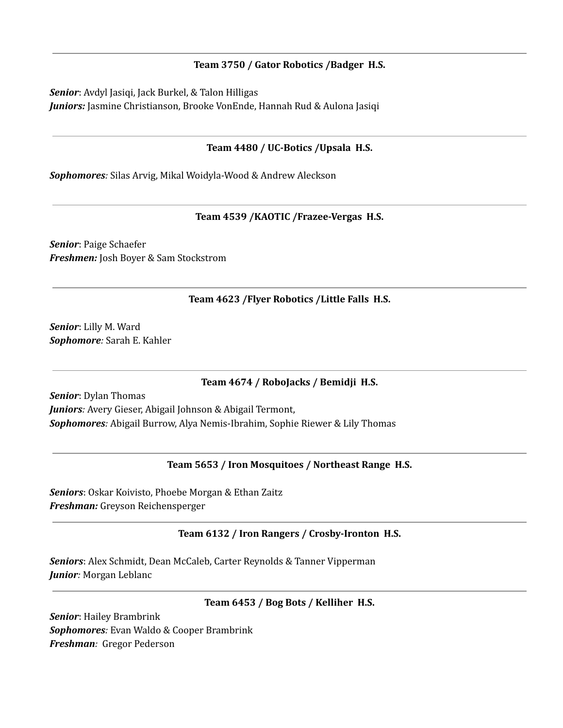---

**Team 3750 / Gator Robotics /Badger H.S.**

***Senior***: Avdyl Jasiqi, Jack Burkel, & Talon Hilligas
***Juniors:*** Jasmine Christianson, Brooke VonEnde, Hannah Rud & Aulona Jasiqi

---

**Team 4480 / UC-Botics /Upsala H.S.**

***Sophomores**:* Silas Arvig, Mikal Woidyla-Wood & Andrew Aleckson

---

**Team 4539 /KAOTIC /Frazee-Vergas H.S.**

***Senior***: Paige Schaefer
***Freshmen:*** Josh Boyer & Sam Stockstrom

---

**Team 4623 /Flyer Robotics /Little Falls H.S.**

***Senior***: Lilly M. Ward
***Sophomore**:* Sarah E. Kahler

---

**Team 4674 / RoboJacks / Bemidji H.S.**

***Senior***: Dylan Thomas
***Juniors**:* Avery Gieser, Abigail Johnson & Abigail Termont,
***Sophomores**:* Abigail Burrow, Alya Nemis-Ibrahim, Sophie Riewer & Lily Thomas

---

**Team 5653 / Iron Mosquitoes / Northeast Range H.S.**

***Seniors***: Oskar Koivisto, Phoebe Morgan & Ethan Zaitz
***Freshman:*** Greyson Reichensperger

---

**Team 6132 / Iron Rangers / Crosby-Ironton H.S.**

***Seniors***: Alex Schmidt, Dean McCaleb, Carter Reynolds & Tanner Vipperman
***Junior**:* Morgan Leblanc

---

**Team 6453 / Bog Bots / Kelliher H.S.**

***Senior***: Hailey Brambrink
***Sophomores**:* Evan Waldo & Cooper Brambrink
***Freshman**:* Gregor Pederson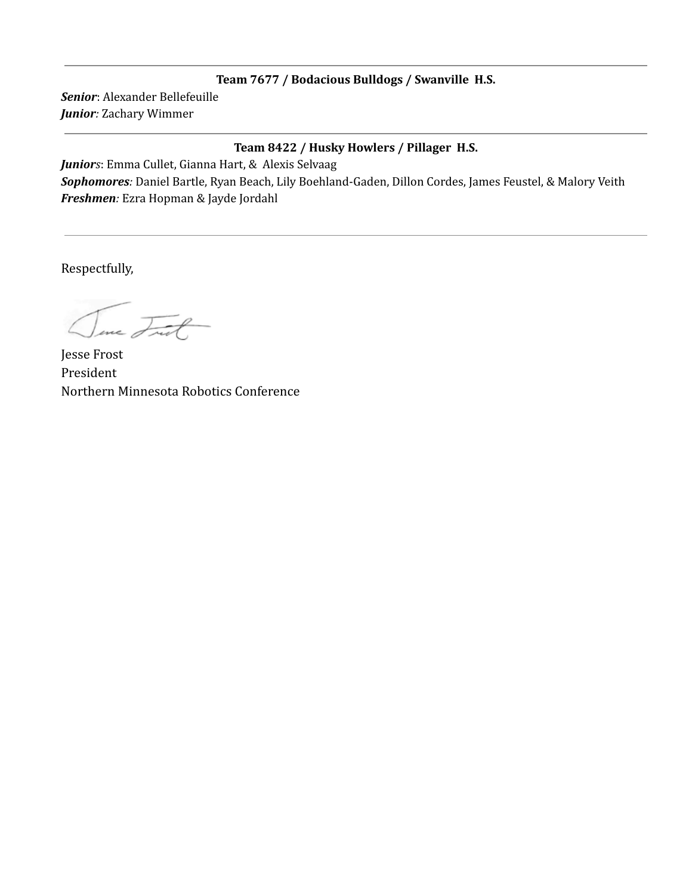---

**Team 7677 / Bodacious Bulldogs / Swanville H.S.**

***Senior***: Alexander Bellefeuille
***Junior**:* Zachary Wimmer

---

**Team 8422 / Husky Howlers / Pillager H.S.**

***Juniors***: Emma Cullet, Gianna Hart, & Alexis Selvaag
***Sophomores**:* Daniel Bartle, Ryan Beach, Lily Boehland-Gaden, Dillon Cordes, James Feustel, & Malory Veith
***Freshmen**:* Ezra Hopman & Jayde Jordahl

---

Respectfully,

Jesse Frost
President
Northern Minnesota Robotics Conference